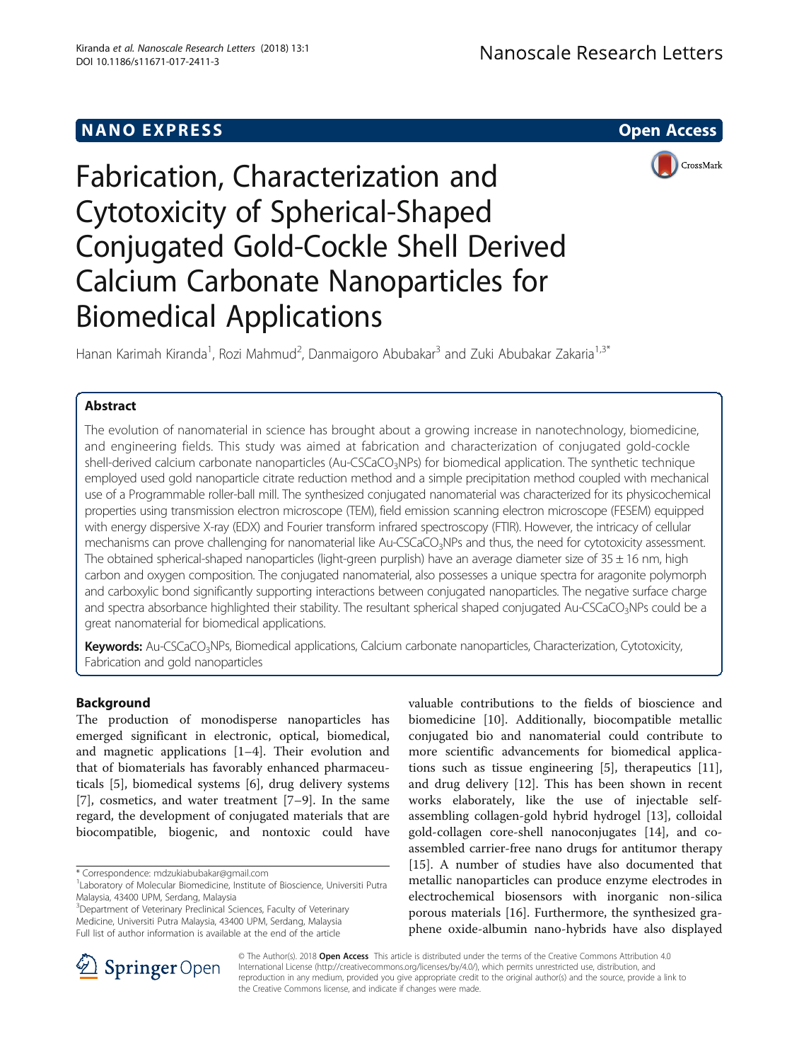NANO EXPRESS

Open Access

# Fabrication, Characterization and Cytotoxicity of Spherical-Shaped Conjugated Gold-Cockle Shell Derived Calcium Carbonate Nanoparticles for Biomedical Applications

Hanan Karimah Kiranda[1], Rozi Mahmud[2], Danmaigoro Abubakar[3] and Zuki Abubakar Zakaria[1,3*]

## Abstract

The evolution of nanomaterial in science has brought about a growing increase in nanotechnology, biomedicine, and engineering fields. This study was aimed at fabrication and characterization of conjugated gold-cockle shell-derived calcium carbonate nanoparticles (Au-CSCa$CO_3$NPs) for biomedical application. The synthetic technique employed used gold nanoparticle citrate reduction method and a simple precipitation method coupled with mechanical use of a Programmable roller-ball mill. The synthesized conjugated nanomaterial was characterized for its physicochemical properties using transmission electron microscope (TEM), field emission scanning electron microscope (FESEM) equipped with energy dispersive X-ray (EDX) and Fourier transform infrared spectroscopy (FTIR). However, the intricacy of cellular mechanisms can prove challenging for nanomaterial like Au-CSCa$CO_3$NPs and thus, the need for cytotoxicity assessment. The obtained spherical-shaped nanoparticles (light-green purplish) have an average diameter size of 35 ± 16 nm, high carbon and oxygen composition. The conjugated nanomaterial, also possesses a unique spectra for aragonite polymorph and carboxylic bond significantly supporting interactions between conjugated nanoparticles. The negative surface charge and spectra absorbance highlighted their stability. The resultant spherical shaped conjugated Au-CSCa$CO_3$NPs could be a great nanomaterial for biomedical applications.

**Keywords:** Au-CSCa$CO_3$NPs, Biomedical applications, Calcium carbonate nanoparticles, Characterization, Cytotoxicity, Fabrication and gold nanoparticles

## Background

The production of monodisperse nanoparticles has emerged significant in electronic, optical, biomedical, and magnetic applications [1–4]. Their evolution and that of biomaterials has favorably enhanced pharmaceuticals [5], biomedical systems [6], drug delivery systems [7], cosmetics, and water treatment [7–9]. In the same regard, the development of conjugated materials that are biocompatible, biogenic, and nontoxic could have valuable contributions to the fields of bioscience and biomedicine [10]. Additionally, biocompatible metallic conjugated bio and nanomaterial could contribute to more scientific advancements for biomedical applications such as tissue engineering [5], therapeutics [11], and drug delivery [12]. This has been shown in recent works elaborately, like the use of injectable self-assembling collagen-gold hybrid hydrogel [13], colloidal gold-collagen core-shell nanoconjugates [14], and co-assembled carrier-free nano drugs for antitumor therapy [15]. A number of studies have also documented that metallic nanoparticles can produce enzyme electrodes in electrochemical biosensors with inorganic non-silica porous materials [16]. Furthermore, the synthesized graphene oxide-albumin nano-hybrids have also displayed

\* Correspondence: mdzukiabubakar@gmail.com

[1]Laboratory of Molecular Biomedicine, Institute of Bioscience, Universiti Putra Malaysia, 43400 UPM, Serdang, Malaysia

[3]Department of Veterinary Preclinical Sciences, Faculty of Veterinary Medicine, Universiti Putra Malaysia, 43400 UPM, Serdang, Malaysia

Full list of author information is available at the end of the article

© The Author(s). 2018 **Open Access** This article is distributed under the terms of the Creative Commons Attribution 4.0 International License (http://creativecommons.org/licenses/by/4.0/), which permits unrestricted use, distribution, and reproduction in any medium, provided you give appropriate credit to the original author(s) and the source, provide a link to the Creative Commons license, and indicate if changes were made.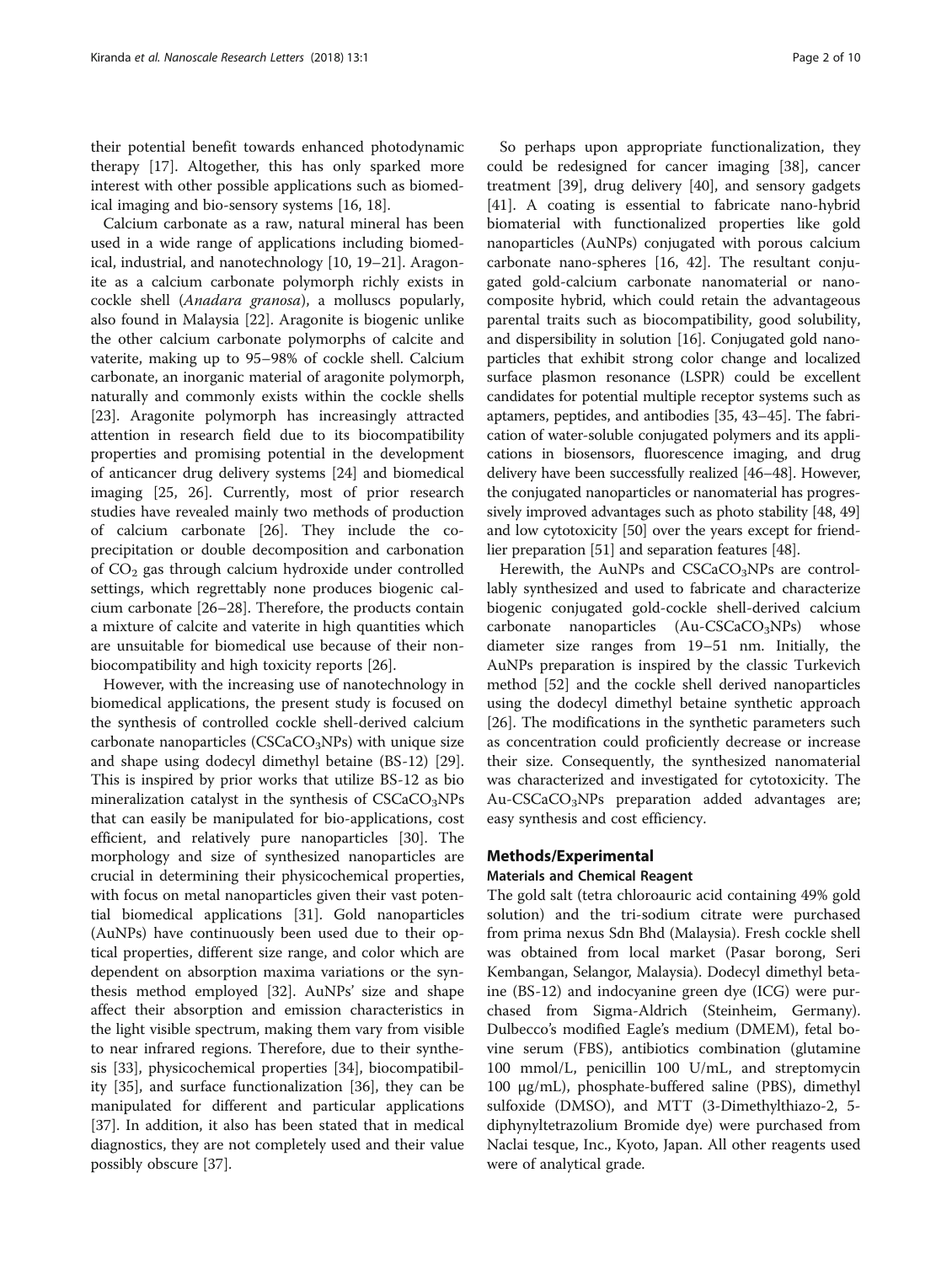their potential benefit towards enhanced photodynamic therapy [17]. Altogether, this has only sparked more interest with other possible applications such as biomedical imaging and bio-sensory systems [16, 18].

Calcium carbonate as a raw, natural mineral has been used in a wide range of applications including biomedical, industrial, and nanotechnology [10, 19–21]. Aragonite as a calcium carbonate polymorph richly exists in cockle shell (*Anadara granosa*), a molluscs popularly, also found in Malaysia [22]. Aragonite is biogenic unlike the other calcium carbonate polymorphs of calcite and vaterite, making up to 95–98% of cockle shell. Calcium carbonate, an inorganic material of aragonite polymorph, naturally and commonly exists within the cockle shells [23]. Aragonite polymorph has increasingly attracted attention in research field due to its biocompatibility properties and promising potential in the development of anticancer drug delivery systems [24] and biomedical imaging [25, 26]. Currently, most of prior research studies have revealed mainly two methods of production of calcium carbonate [26]. They include the co-precipitation or double decomposition and carbonation of $CO_2$ gas through calcium hydroxide under controlled settings, which regrettably none produces biogenic calcium carbonate [26–28]. Therefore, the products contain a mixture of calcite and vaterite in high quantities which are unsuitable for biomedical use because of their non-biocompatibility and high toxicity reports [26].

However, with the increasing use of nanotechnology in biomedical applications, the present study is focused on the synthesis of controlled cockle shell-derived calcium carbonate nanoparticles ($CSCaCO_3$NPs) with unique size and shape using dodecyl dimethyl betaine (BS-12) [29]. This is inspired by prior works that utilize BS-12 as bio mineralization catalyst in the synthesis of $CSCaCO_3$NPs that can easily be manipulated for bio-applications, cost efficient, and relatively pure nanoparticles [30]. The morphology and size of synthesized nanoparticles are crucial in determining their physicochemical properties, with focus on metal nanoparticles given their vast potential biomedical applications [31]. Gold nanoparticles (AuNPs) have continuously been used due to their optical properties, different size range, and color which are dependent on absorption maxima variations or the synthesis method employed [32]. AuNPs' size and shape affect their absorption and emission characteristics in the light visible spectrum, making them vary from visible to near infrared regions. Therefore, due to their synthesis [33], physicochemical properties [34], biocompatibility [35], and surface functionalization [36], they can be manipulated for different and particular applications [37]. In addition, it also has been stated that in medical diagnostics, they are not completely used and their value possibly obscure [37].

So perhaps upon appropriate functionalization, they could be redesigned for cancer imaging [38], cancer treatment [39], drug delivery [40], and sensory gadgets [41]. A coating is essential to fabricate nano-hybrid biomaterial with functionalized properties like gold nanoparticles (AuNPs) conjugated with porous calcium carbonate nano-spheres [16, 42]. The resultant conjugated gold-calcium carbonate nanomaterial or nanocomposite hybrid, which could retain the advantageous parental traits such as biocompatibility, good solubility, and dispersibility in solution [16]. Conjugated gold nanoparticles that exhibit strong color change and localized surface plasmon resonance (LSPR) could be excellent candidates for potential multiple receptor systems such as aptamers, peptides, and antibodies [35, 43–45]. The fabrication of water-soluble conjugated polymers and its applications in biosensors, fluorescence imaging, and drug delivery have been successfully realized [46–48]. However, the conjugated nanoparticles or nanomaterial has progressively improved advantages such as photo stability [48, 49] and low cytotoxicity [50] over the years except for friendlier preparation [51] and separation features [48].

Herewith, the AuNPs and $CSCaCO_3$NPs are controllably synthesized and used to fabricate and characterize biogenic conjugated gold-cockle shell-derived calcium carbonate nanoparticles (Au-$CSCaCO_3$NPs) whose diameter size ranges from 19–51 nm. Initially, the AuNPs preparation is inspired by the classic Turkevich method [52] and the cockle shell derived nanoparticles using the dodecyl dimethyl betaine synthetic approach [26]. The modifications in the synthetic parameters such as concentration could proficiently decrease or increase their size. Consequently, the synthesized nanomaterial was characterized and investigated for cytotoxicity. The Au-$CSCaCO_3$NPs preparation added advantages are; easy synthesis and cost efficiency.

## Methods/Experimental

### Materials and Chemical Reagent

The gold salt (tetra chloroauric acid containing 49% gold solution) and the tri-sodium citrate were purchased from prima nexus Sdn Bhd (Malaysia). Fresh cockle shell was obtained from local market (Pasar borong, Seri Kembangan, Selangor, Malaysia). Dodecyl dimethyl betaine (BS-12) and indocyanine green dye (ICG) were purchased from Sigma-Aldrich (Steinheim, Germany). Dulbecco's modified Eagle's medium (DMEM), fetal bovine serum (FBS), antibiotics combination (glutamine 100 mmol/L, penicillin 100 U/mL, and streptomycin 100 μg/mL), phosphate-buffered saline (PBS), dimethyl sulfoxide (DMSO), and MTT (3-Dimethylthiazo-2, 5-diphynyltetrazolium Bromide dye) were purchased from Naclai tesque, Inc., Kyoto, Japan. All other reagents used were of analytical grade.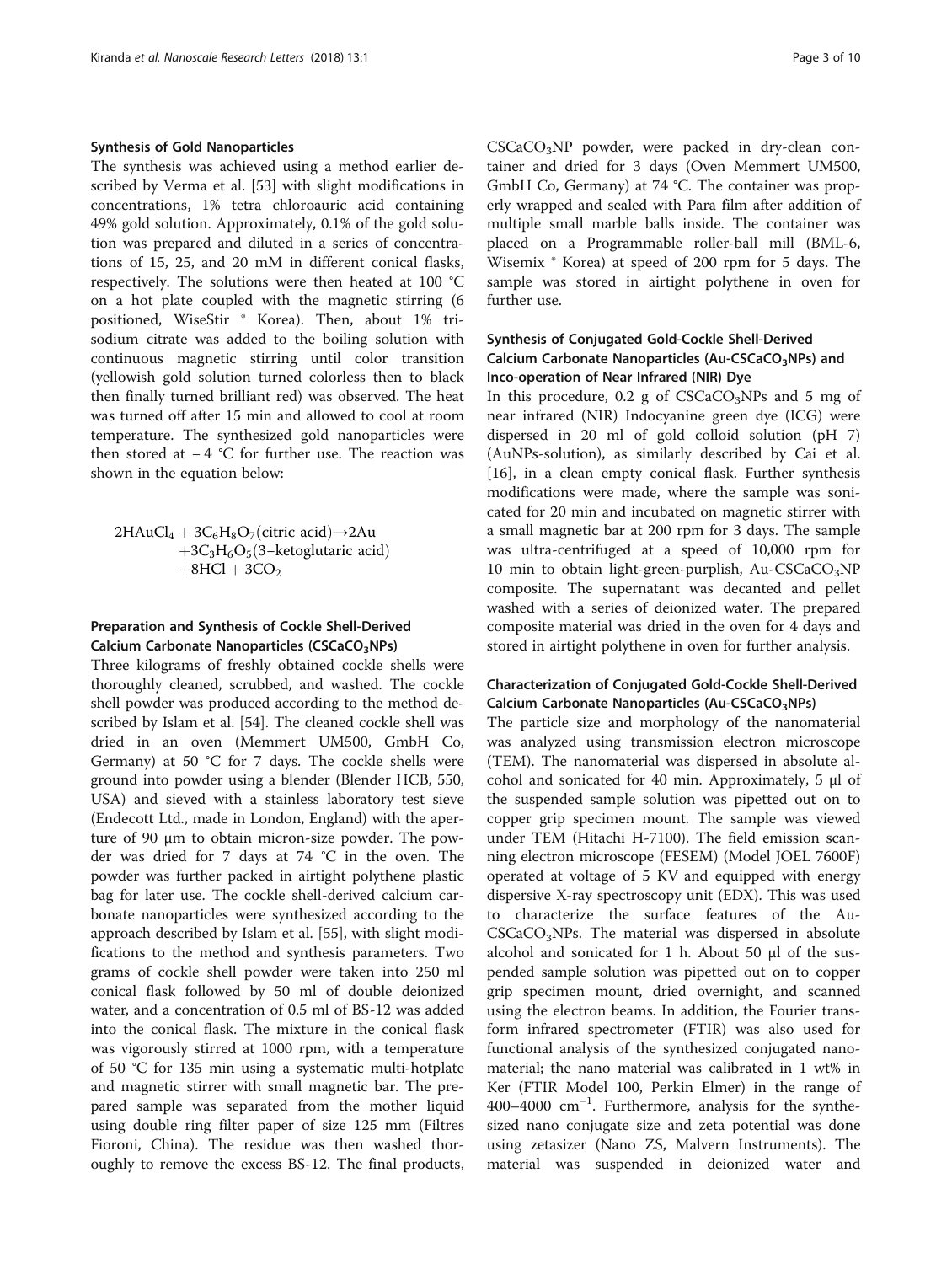### Synthesis of Gold Nanoparticles

The synthesis was achieved using a method earlier described by Verma et al. [53] with slight modifications in concentrations, 1% tetra chloroauric acid containing 49% gold solution. Approximately, 0.1% of the gold solution was prepared and diluted in a series of concentrations of 15, 25, and 20 mM in different conical flasks, respectively. The solutions were then heated at 100 °C on a hot plate coupled with the magnetic stirring (6 positioned, WiseStir ® Korea). Then, about 1% trisodium citrate was added to the boiling solution with continuous magnetic stirring until color transition (yellowish gold solution turned colorless then to black then finally turned brilliant red) was observed. The heat was turned off after 15 min and allowed to cool at room temperature. The synthesized gold nanoparticles were then stored at − 4 °C for further use. The reaction was shown in the equation below:

$$2HAuCl_4 + 3C_6H_8O_7(\text{citric acid}) \rightarrow 2Au + 3C_3H_6O_5(3\text{–ketoglutaric acid}) + 8HCl + 3CO_2$$

### Preparation and Synthesis of Cockle Shell-Derived Calcium Carbonate Nanoparticles ($CSCaCO_3NPs$)

Three kilograms of freshly obtained cockle shells were thoroughly cleaned, scrubbed, and washed. The cockle shell powder was produced according to the method described by Islam et al. [54]. The cleaned cockle shell was dried in an oven (Memmert UM500, GmbH Co, Germany) at 50 °C for 7 days. The cockle shells were ground into powder using a blender (Blender HCB, 550, USA) and sieved with a stainless laboratory test sieve (Endecott Ltd., made in London, England) with the aperture of 90 μm to obtain micron-size powder. The powder was dried for 7 days at 74 °C in the oven. The powder was further packed in airtight polythene plastic bag for later use. The cockle shell-derived calcium carbonate nanoparticles were synthesized according to the approach described by Islam et al. [55], with slight modifications to the method and synthesis parameters. Two grams of cockle shell powder were taken into 250 ml conical flask followed by 50 ml of double deionized water, and a concentration of 0.5 ml of BS-12 was added into the conical flask. The mixture in the conical flask was vigorously stirred at 1000 rpm, with a temperature of 50 °C for 135 min using a systematic multi-hotplate and magnetic stirrer with small magnetic bar. The prepared sample was separated from the mother liquid using double ring filter paper of size 125 mm (Filtres Fioroni, China). The residue was then washed thoroughly to remove the excess BS-12. The final products, $CSCaCO_3NP$ powder, were packed in dry-clean container and dried for 3 days (Oven Memmert UM500, GmbH Co, Germany) at 74 °C. The container was properly wrapped and sealed with Para film after addition of multiple small marble balls inside. The container was placed on a Programmable roller-ball mill (BML-6, Wisemix ® Korea) at speed of 200 rpm for 5 days. The sample was stored in airtight polythene in oven for further use.

### Synthesis of Conjugated Gold-Cockle Shell-Derived Calcium Carbonate Nanoparticles (Au-$CSCaCO_3NPs$) and Inco-operation of Near Infrared (NIR) Dye

In this procedure, 0.2 g of $CSCaCO_3NPs$ and 5 mg of near infrared (NIR) Indocyanine green dye (ICG) were dispersed in 20 ml of gold colloid solution (pH 7) (AuNPs-solution), as similarly described by Cai et al. [16], in a clean empty conical flask. Further synthesis modifications were made, where the sample was sonicated for 20 min and incubated on magnetic stirrer with a small magnetic bar at 200 rpm for 3 days. The sample was ultra-centrifuged at a speed of 10,000 rpm for 10 min to obtain light-green-purplish, Au-$CSCaCO_3NP$ composite. The supernatant was decanted and pellet washed with a series of deionized water. The prepared composite material was dried in the oven for 4 days and stored in airtight polythene in oven for further analysis.

### Characterization of Conjugated Gold-Cockle Shell-Derived Calcium Carbonate Nanoparticles (Au-$CSCaCO_3NPs$)

The particle size and morphology of the nanomaterial was analyzed using transmission electron microscope (TEM). The nanomaterial was dispersed in absolute alcohol and sonicated for 40 min. Approximately, 5 μl of the suspended sample solution was pipetted out on to copper grip specimen mount. The sample was viewed under TEM (Hitachi H-7100). The field emission scanning electron microscope (FESEM) (Model JOEL 7600F) operated at voltage of 5 KV and equipped with energy dispersive X-ray spectroscopy unit (EDX). This was used to characterize the surface features of the Au-$CSCaCO_3NPs$. The material was dispersed in absolute alcohol and sonicated for 1 h. About 50 μl of the suspended sample solution was pipetted out on to copper grip specimen mount, dried overnight, and scanned using the electron beams. In addition, the Fourier transform infrared spectrometer (FTIR) was also used for functional analysis of the synthesized conjugated nanomaterial; the nano material was calibrated in 1 wt% in Ker (FTIR Model 100, Perkin Elmer) in the range of 400–4000 $cm^{-1}$. Furthermore, analysis for the synthesized nano conjugate size and zeta potential was done using zetasizer (Nano ZS, Malvern Instruments). The material was suspended in deionized water and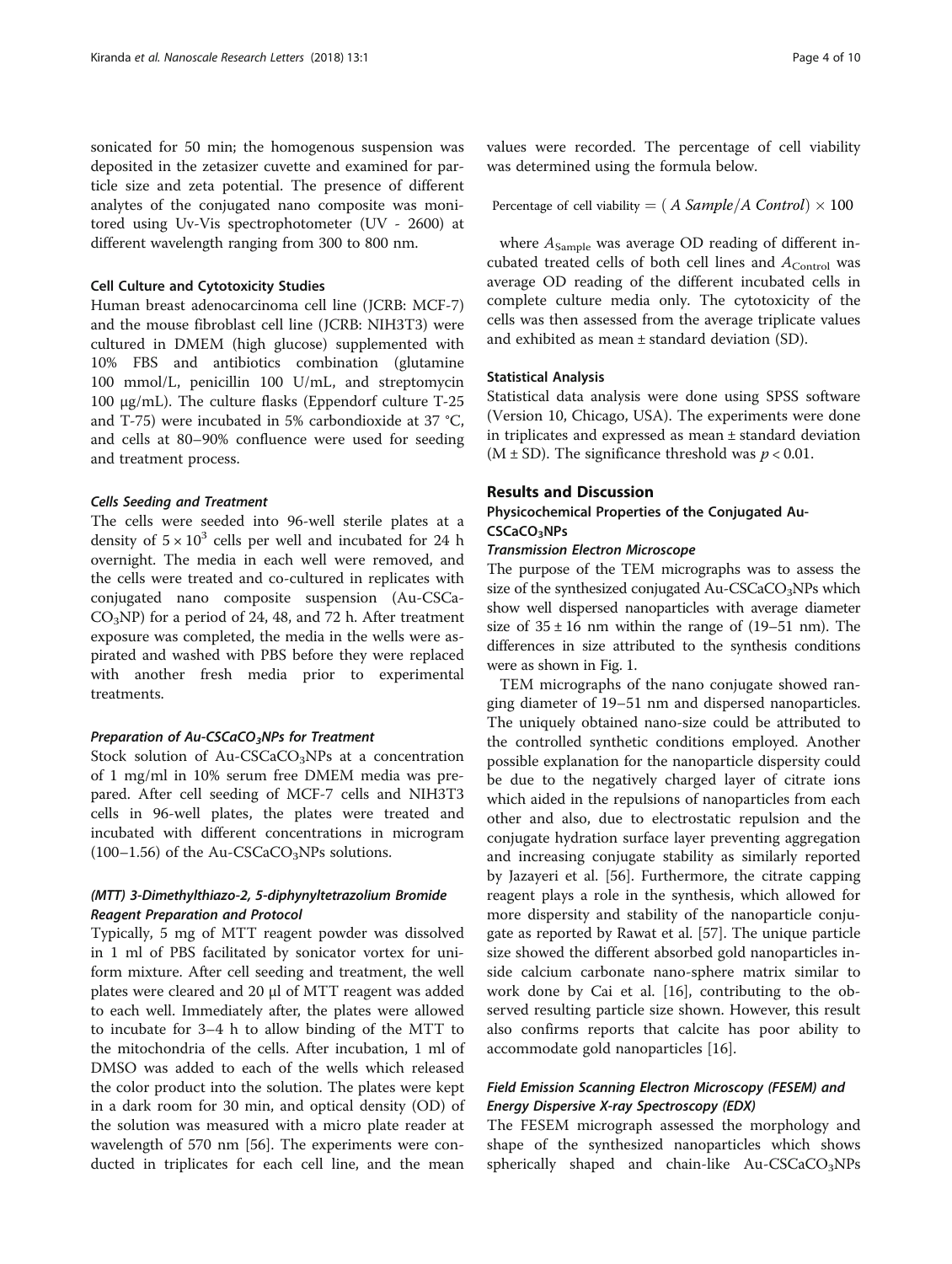sonicated for 50 min; the homogenous suspension was deposited in the zetasizer cuvette and examined for particle size and zeta potential. The presence of different analytes of the conjugated nano composite was monitored using Uv-Vis spectrophotometer (UV - 2600) at different wavelength ranging from 300 to 800 nm.

### Cell Culture and Cytotoxicity Studies

Human breast adenocarcinoma cell line (JCRB: MCF-7) and the mouse fibroblast cell line (JCRB: NIH3T3) were cultured in DMEM (high glucose) supplemented with 10% FBS and antibiotics combination (glutamine 100 mmol/L, penicillin 100 U/mL, and streptomycin 100 μg/mL). The culture flasks (Eppendorf culture T-25 and T-75) were incubated in 5% carbondioxide at 37 °C, and cells at 80–90% confluence were used for seeding and treatment process.

#### *Cells Seeding and Treatment*

The cells were seeded into 96-well sterile plates at a density of $5 \times 10^3$ cells per well and incubated for 24 h overnight. The media in each well were removed, and the cells were treated and co-cultured in replicates with conjugated nano composite suspension (Au-CSCa$CO_3$NP) for a period of 24, 48, and 72 h. After treatment exposure was completed, the media in the wells were aspirated and washed with PBS before they were replaced with another fresh media prior to experimental treatments.

#### *Preparation of Au-CSCa$CO_3$NPs for Treatment*

Stock solution of Au-CSCa$CO_3$NPs at a concentration of 1 mg/ml in 10% serum free DMEM media was prepared. After cell seeding of MCF-7 cells and NIH3T3 cells in 96-well plates, the plates were treated and incubated with different concentrations in microgram (100–1.56) of the Au-CSCa$CO_3$NPs solutions.

#### *(MTT) 3-Dimethylthiazo-2, 5-diphynyltetrazolium Bromide Reagent Preparation and Protocol*

Typically, 5 mg of MTT reagent powder was dissolved in 1 ml of PBS facilitated by sonicator vortex for uniform mixture. After cell seeding and treatment, the well plates were cleared and 20 μl of MTT reagent was added to each well. Immediately after, the plates were allowed to incubate for 3–4 h to allow binding of the MTT to the mitochondria of the cells. After incubation, 1 ml of DMSO was added to each of the wells which released the color product into the solution. The plates were kept in a dark room for 30 min, and optical density (OD) of the solution was measured with a micro plate reader at wavelength of 570 nm [56]. The experiments were conducted in triplicates for each cell line, and the mean values were recorded. The percentage of cell viability was determined using the formula below.

$$\text{Percentage of cell viability} = (\,A\ Sample / A\ Control) \times 100$$

where $A_{\text{Sample}}$ was average OD reading of different incubated treated cells of both cell lines and $A_{\text{Control}}$ was average OD reading of the different incubated cells in complete culture media only. The cytotoxicity of the cells was then assessed from the average triplicate values and exhibited as mean ± standard deviation (SD).

### Statistical Analysis

Statistical data analysis were done using SPSS software (Version 10, Chicago, USA). The experiments were done in triplicates and expressed as mean ± standard deviation (M ± SD). The significance threshold was $p < 0.01$.

## Results and Discussion

### Physicochemical Properties of the Conjugated Au-CSCa$CO_3$NPs

#### *Transmission Electron Microscope*

The purpose of the TEM micrographs was to assess the size of the synthesized conjugated Au-CSCa$CO_3$NPs which show well dispersed nanoparticles with average diameter size of 35 ± 16 nm within the range of (19–51 nm). The differences in size attributed to the synthesis conditions were as shown in Fig. 1.

TEM micrographs of the nano conjugate showed ranging diameter of 19–51 nm and dispersed nanoparticles. The uniquely obtained nano-size could be attributed to the controlled synthetic conditions employed. Another possible explanation for the nanoparticle dispersity could be due to the negatively charged layer of citrate ions which aided in the repulsions of nanoparticles from each other and also, due to electrostatic repulsion and the conjugate hydration surface layer preventing aggregation and increasing conjugate stability as similarly reported by Jazayeri et al. [56]. Furthermore, the citrate capping reagent plays a role in the synthesis, which allowed for more dispersity and stability of the nanoparticle conjugate as reported by Rawat et al. [57]. The unique particle size showed the different absorbed gold nanoparticles inside calcium carbonate nano-sphere matrix similar to work done by Cai et al. [16], contributing to the observed resulting particle size shown. However, this result also confirms reports that calcite has poor ability to accommodate gold nanoparticles [16].

#### *Field Emission Scanning Electron Microscopy (FESEM) and Energy Dispersive X-ray Spectroscopy (EDX)*

The FESEM micrograph assessed the morphology and shape of the synthesized nanoparticles which shows spherically shaped and chain-like Au-CSCa$CO_3$NPs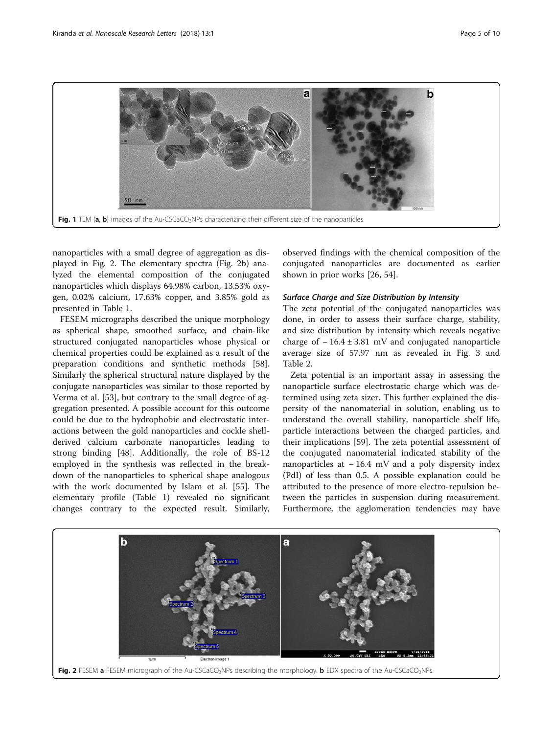Fig. 1 TEM (**a**, **b**) images of the Au-CSCa$CO_3$NPs characterizing their different size of the nanoparticles

nanoparticles with a small degree of aggregation as displayed in Fig. 2. The elementary spectra (Fig. 2b) analyzed the elemental composition of the conjugated nanoparticles which displays 64.98% carbon, 13.53% oxygen, 0.02% calcium, 17.63% copper, and 3.85% gold as presented in Table 1.

FESEM micrographs described the unique morphology as spherical shape, smoothed surface, and chain-like structured conjugated nanoparticles whose physical or chemical properties could be explained as a result of the preparation conditions and synthetic methods [58]. Similarly the spherical structural nature displayed by the conjugate nanoparticles was similar to those reported by Verma et al. [53], but contrary to the small degree of aggregation presented. A possible account for this outcome could be due to the hydrophobic and electrostatic interactions between the gold nanoparticles and cockle shell-derived calcium carbonate nanoparticles leading to strong binding [48]. Additionally, the role of BS-12 employed in the synthesis was reflected in the breakdown of the nanoparticles to spherical shape analogous with the work documented by Islam et al. [55]. The elementary profile (Table 1) revealed no significant changes contrary to the expected result. Similarly, observed findings with the chemical composition of the conjugated nanoparticles are documented as earlier shown in prior works [26, 54].

#### *Surface Charge and Size Distribution by Intensity*

The zeta potential of the conjugated nanoparticles was done, in order to assess their surface charge, stability, and size distribution by intensity which reveals negative charge of $-16.4 \pm 3.81$ mV and conjugated nanoparticle average size of 57.97 nm as revealed in Fig. 3 and Table 2.

Zeta potential is an important assay in assessing the nanoparticle surface electrostatic charge which was determined using zeta sizer. This further explained the dispersity of the nanomaterial in solution, enabling us to understand the overall stability, nanoparticle shelf life, particle interactions between the charged particles, and their implications [59]. The zeta potential assessment of the conjugated nanomaterial indicated stability of the nanoparticles at $-16.4$ mV and a poly dispersity index (PdI) of less than 0.5. A possible explanation could be attributed to the presence of more electro-repulsion between the particles in suspension during measurement. Furthermore, the agglomeration tendencies may have

Fig. 2 FESEM **a** FESEM micrograph of the Au-CSCa$CO_3$NPs describing the morphology. **b** EDX spectra of the Au-CSCa$CO_3$NPs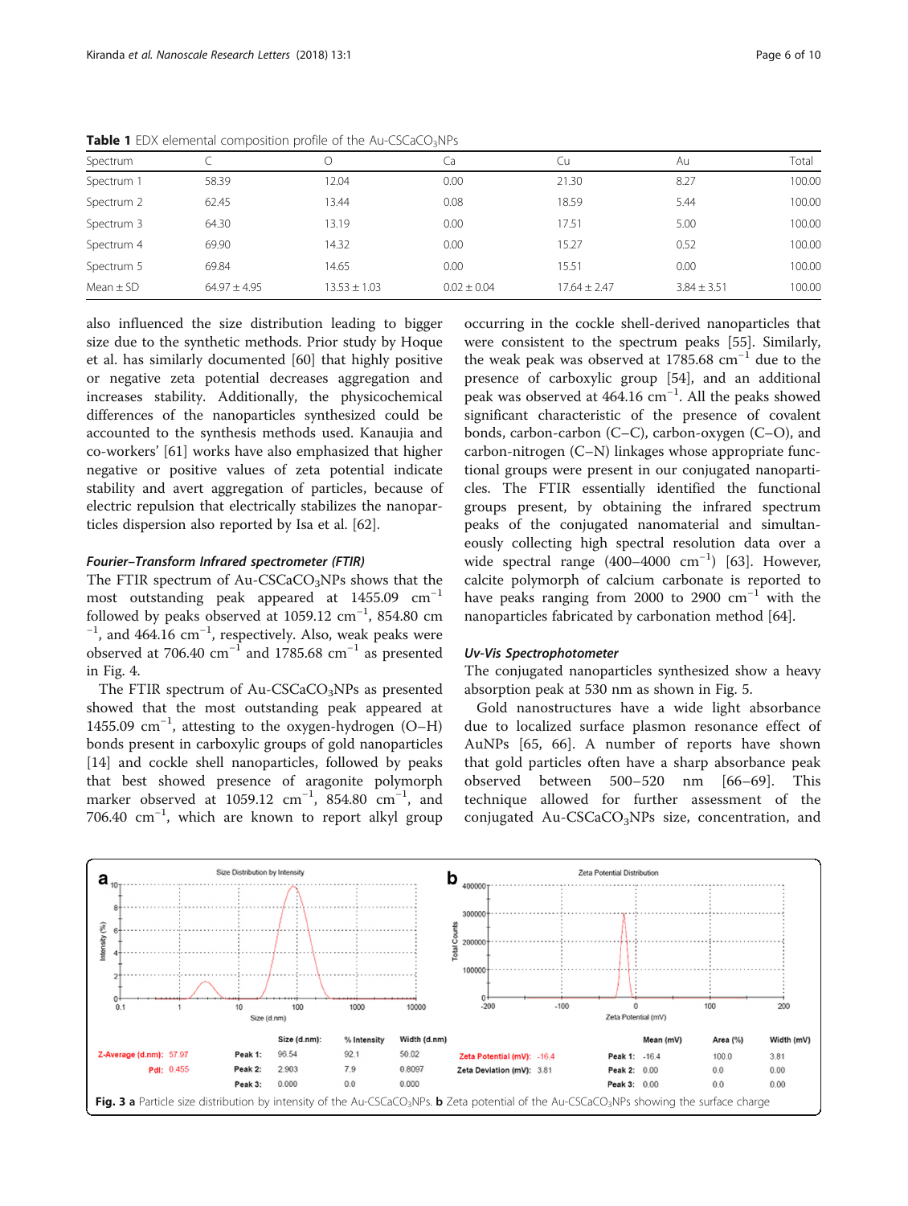**Table 1** EDX elemental composition profile of the Au-CSCaCO$_3$NPs

| Spectrum | C | O | Ca | Cu | Au | Total |
|---|---|---|---|---|---|---|
| Spectrum 1 | 58.39 | 12.04 | 0.00 | 21.30 | 8.27 | 100.00 |
| Spectrum 2 | 62.45 | 13.44 | 0.08 | 18.59 | 5.44 | 100.00 |
| Spectrum 3 | 64.30 | 13.19 | 0.00 | 17.51 | 5.00 | 100.00 |
| Spectrum 4 | 69.90 | 14.32 | 0.00 | 15.27 | 0.52 | 100.00 |
| Spectrum 5 | 69.84 | 14.65 | 0.00 | 15.51 | 0.00 | 100.00 |
| Mean ± SD | 64.97 ± 4.95 | 13.53 ± 1.03 | 0.02 ± 0.04 | 17.64 ± 2.47 | 3.84 ± 3.51 | 100.00 |

also influenced the size distribution leading to bigger size due to the synthetic methods. Prior study by Hoque et al. has similarly documented [60] that highly positive or negative zeta potential decreases aggregation and increases stability. Additionally, the physicochemical differences of the nanoparticles synthesized could be accounted to the synthesis methods used. Kanaujia and co-workers' [61] works have also emphasized that higher negative or positive values of zeta potential indicate stability and avert aggregation of particles, because of electric repulsion that electrically stabilizes the nanoparticles dispersion also reported by Isa et al. [62].

### *Fourier–Transform Infrared spectrometer (FTIR)*

The FTIR spectrum of Au-CSCaCO$_3$NPs shows that the most outstanding peak appeared at 1455.09 cm$^{-1}$ followed by peaks observed at 1059.12 cm$^{-1}$, 854.80 cm$^{-1}$, and 464.16 cm$^{-1}$, respectively. Also, weak peaks were observed at 706.40 cm$^{-1}$ and 1785.68 cm$^{-1}$ as presented in Fig. 4.

The FTIR spectrum of Au-CSCaCO$_3$NPs as presented showed that the most outstanding peak appeared at 1455.09 cm$^{-1}$, attesting to the oxygen-hydrogen (O–H) bonds present in carboxylic groups of gold nanoparticles [14] and cockle shell nanoparticles, followed by peaks that best showed presence of aragonite polymorph marker observed at 1059.12 cm$^{-1}$, 854.80 cm$^{-1}$, and 706.40 cm$^{-1}$, which are known to report alkyl group occurring in the cockle shell-derived nanoparticles that were consistent to the spectrum peaks [55]. Similarly, the weak peak was observed at 1785.68 cm$^{-1}$ due to the presence of carboxylic group [54], and an additional peak was observed at 464.16 cm$^{-1}$. All the peaks showed significant characteristic of the presence of covalent bonds, carbon-carbon (C–C), carbon-oxygen (C–O), and carbon-nitrogen (C–N) linkages whose appropriate functional groups were present in our conjugated nanoparticles. The FTIR essentially identified the functional groups present, by obtaining the infrared spectrum peaks of the conjugated nanomaterial and simultaneously collecting high spectral resolution data over a wide spectral range (400–4000 cm$^{-1}$) [63]. However, calcite polymorph of calcium carbonate is reported to have peaks ranging from 2000 to 2900 cm$^{-1}$ with the nanoparticles fabricated by carbonation method [64].

### *Uv-Vis Spectrophotometer*

The conjugated nanoparticles synthesized show a heavy absorption peak at 530 nm as shown in Fig. 5.

Gold nanostructures have a wide light absorbance due to localized surface plasmon resonance effect of AuNPs [65, 66]. A number of reports have shown that gold particles often have a sharp absorbance peak observed between 500–520 nm [66–69]. This technique allowed for further assessment of the conjugated Au-CSCaCO$_3$NPs size, concentration, and

**Fig. 3** **a** Particle size distribution by intensity of the Au-CSCaCO$_3$NPs. **b** Zeta potential of the Au-CSCaCO$_3$NPs showing the surface charge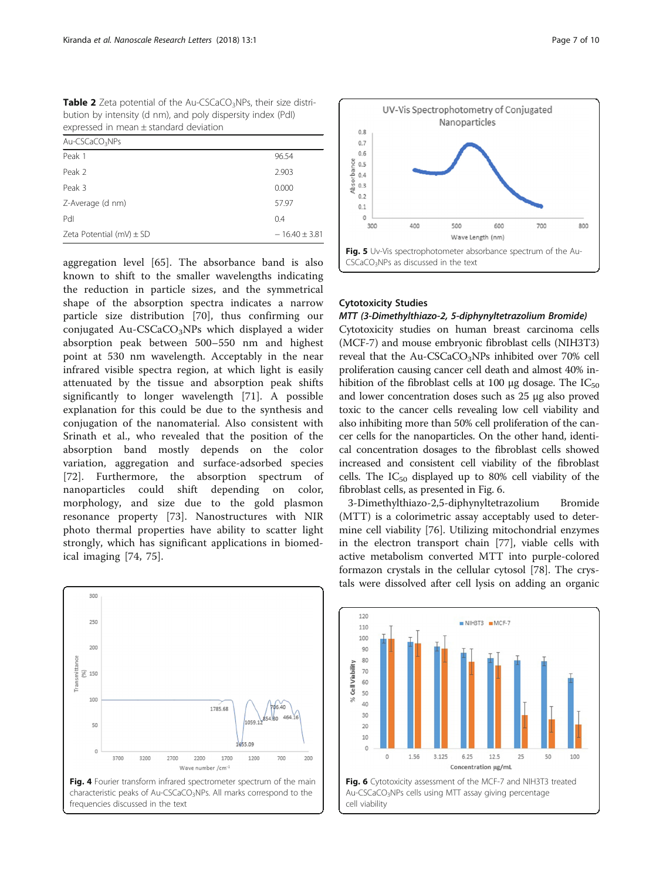**Table 2** Zeta potential of the Au-CSCa$CO_3$NPs, their size distribution by intensity (d nm), and poly dispersity index (PdI) expressed in mean ± standard deviation

| Au-CSCa$CO_3$NPs | |
|---|---|
| Peak 1 | 96.54 |
| Peak 2 | 2.903 |
| Peak 3 | 0.000 |
| Z-Average (d nm) | 57.97 |
| PdI | 0.4 |
| Zeta Potential (mV) ± SD | − 16.40 ± 3.81 |

aggregation level [65]. The absorbance band is also known to shift to the smaller wavelengths indicating the reduction in particle sizes, and the symmetrical shape of the absorption spectra indicates a narrow particle size distribution [70], thus confirming our conjugated Au-CSCa$CO_3$NPs which displayed a wider absorption peak between 500–550 nm and highest point at 530 nm wavelength. Acceptably in the near infrared visible spectra region, at which light is easily attenuated by the tissue and absorption peak shifts significantly to longer wavelength [71]. A possible explanation for this could be due to the synthesis and conjugation of the nanomaterial. Also consistent with Srinath et al., who revealed that the position of the absorption band mostly depends on the color variation, aggregation and surface-adsorbed species [72]. Furthermore, the absorption spectrum of nanoparticles could shift depending on color, morphology, and size due to the gold plasmon resonance property [73]. Nanostructures with NIR photo thermal properties have ability to scatter light strongly, which has significant applications in biomedical imaging [74, 75].

**Fig. 4** Fourier transform infrared spectrometer spectrum of the main characteristic peaks of Au-CSCa$CO_3$NPs. All marks correspond to the frequencies discussed in the text

**Fig. 5** Uv-Vis spectrophotometer absorbance spectrum of the Au-CSCa$CO_3$NPs as discussed in the text

### Cytotoxicity Studies

#### *MTT (3-Dimethylthiazo-2, 5-diphynyltetrazolium Bromide)*

Cytotoxicity studies on human breast carcinoma cells (MCF-7) and mouse embryonic fibroblast cells (NIH3T3) reveal that the Au-CSCa$CO_3$NPs inhibited over 70% cell proliferation causing cancer cell death and almost 40% inhibition of the fibroblast cells at 100 μg dosage. The $IC_{50}$ and lower concentration doses such as 25 μg also proved toxic to the cancer cells revealing low cell viability and also inhibiting more than 50% cell proliferation of the cancer cells for the nanoparticles. On the other hand, identical concentration dosages to the fibroblast cells showed increased and consistent cell viability of the fibroblast cells. The $IC_{50}$ displayed up to 80% cell viability of the fibroblast cells, as presented in Fig. 6.

3-Dimethylthiazo-2,5-diphynyltetrazolium Bromide (MTT) is a colorimetric assay acceptably used to determine cell viability [76]. Utilizing mitochondrial enzymes in the electron transport chain [77], viable cells with active metabolism converted MTT into purple-colored formazon crystals in the cellular cytosol [78]. The crystals were dissolved after cell lysis on adding an organic

**Fig. 6** Cytotoxicity assessment of the MCF-7 and NIH3T3 treated Au-CSCa$CO_3$NPs cells using MTT assay giving percentage cell viability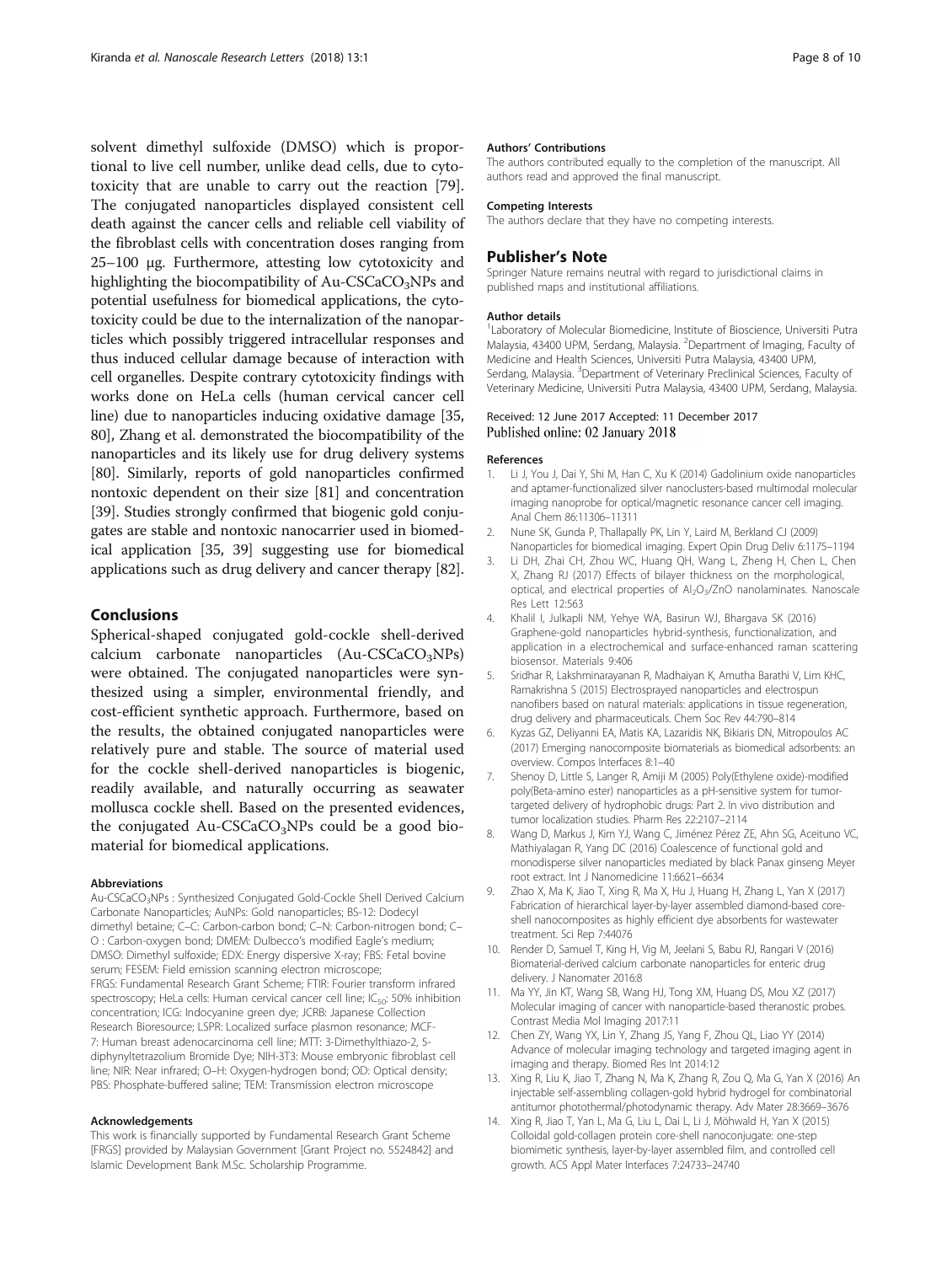solvent dimethyl sulfoxide (DMSO) which is proportional to live cell number, unlike dead cells, due to cytotoxicity that are unable to carry out the reaction [79]. The conjugated nanoparticles displayed consistent cell death against the cancer cells and reliable cell viability of the fibroblast cells with concentration doses ranging from 25–100 μg. Furthermore, attesting low cytotoxicity and highlighting the biocompatibility of Au-CS$CaCO_3$NPs and potential usefulness for biomedical applications, the cytotoxicity could be due to the internalization of the nanoparticles which possibly triggered intracellular responses and thus induced cellular damage because of interaction with cell organelles. Despite contrary cytotoxicity findings with works done on HeLa cells (human cervical cancer cell line) due to nanoparticles inducing oxidative damage [35, 80], Zhang et al. demonstrated the biocompatibility of the nanoparticles and its likely use for drug delivery systems [80]. Similarly, reports of gold nanoparticles confirmed nontoxic dependent on their size [81] and concentration [39]. Studies strongly confirmed that biogenic gold conjugates are stable and nontoxic nanocarrier used in biomedical application [35, 39] suggesting use for biomedical applications such as drug delivery and cancer therapy [82].

## Conclusions

Spherical-shaped conjugated gold-cockle shell-derived calcium carbonate nanoparticles (Au-CS$CaCO_3$NPs) were obtained. The conjugated nanoparticles were synthesized using a simpler, environmental friendly, and cost-efficient synthetic approach. Furthermore, based on the results, the obtained conjugated nanoparticles were relatively pure and stable. The source of material used for the cockle shell-derived nanoparticles is biogenic, readily available, and naturally occurring as seawater mollusca cockle shell. Based on the presented evidences, the conjugated Au-CS$CaCO_3$NPs could be a good biomaterial for biomedical applications.

#### Abbreviations

Au-CS$CaCO_3$NPs : Synthesized Conjugated Gold-Cockle Shell Derived Calcium Carbonate Nanoparticles; AuNPs: Gold nanoparticles; BS-12: Dodecyl dimethyl betaine; C–C: Carbon-carbon bond; C–N: Carbon-nitrogen bond; C–O : Carbon-oxygen bond; DMEM: Dulbecco's modified Eagle's medium; DMSO: Dimethyl sulfoxide; EDX: Energy dispersive X-ray; FBS: Fetal bovine serum; FESEM: Field emission scanning electron microscope; FRGS: Fundamental Research Grant Scheme; FTIR: Fourier transform infrared spectroscopy; HeLa cells: Human cervical cancer cell line; $IC_{50}$: 50% inhibition concentration; ICG: Indocyanine green dye; JCRB: Japanese Collection Research Bioresource; LSPR: Localized surface plasmon resonance; MCF-7: Human breast adenocarcinoma cell line; MTT: 3-Dimethylthiazo-2, 5-diphynyltetrazolium Bromide Dye; NIH-3T3: Mouse embryonic fibroblast cell line; NIR: Near infrared; O–H: Oxygen-hydrogen bond; OD: Optical density; PBS: Phosphate-buffered saline; TEM: Transmission electron microscope

#### Acknowledgements

This work is financially supported by Fundamental Research Grant Scheme [FRGS] provided by Malaysian Government [Grant Project no. 5524842] and Islamic Development Bank M.Sc. Scholarship Programme.

#### Authors' Contributions

The authors contributed equally to the completion of the manuscript. All authors read and approved the final manuscript.

#### Competing Interests

The authors declare that they have no competing interests.

## Publisher's Note

Springer Nature remains neutral with regard to jurisdictional claims in published maps and institutional affiliations.

#### Author details

[1]Laboratory of Molecular Biomedicine, Institute of Bioscience, Universiti Putra Malaysia, 43400 UPM, Serdang, Malaysia. [2]Department of Imaging, Faculty of Medicine and Health Sciences, Universiti Putra Malaysia, 43400 UPM, Serdang, Malaysia. [3]Department of Veterinary Preclinical Sciences, Faculty of Veterinary Medicine, Universiti Putra Malaysia, 43400 UPM, Serdang, Malaysia.

Received: 12 June 2017 Accepted: 11 December 2017
Published online: 02 January 2018

#### References

1. Li J, You J, Dai Y, Shi M, Han C, Xu K (2014) Gadolinium oxide nanoparticles and aptamer-functionalized silver nanoclusters-based multimodal molecular imaging nanoprobe for optical/magnetic resonance cancer cell imaging. Anal Chem 86:11306–11311
2. Nune SK, Gunda P, Thallapally PK, Lin Y, Laird M, Berkland CJ (2009) Nanoparticles for biomedical imaging. Expert Opin Drug Deliv 6:1175–1194
3. Li DH, Zhai CH, Zhou WC, Huang QH, Wang L, Zheng H, Chen L, Chen X, Zhang RJ (2017) Effects of bilayer thickness on the morphological, optical, and electrical properties of $Al_2O_3$/ZnO nanolaminates. Nanoscale Res Lett 12:563
4. Khalil I, Julkapli NM, Yehye WA, Basirun WJ, Bhargava SK (2016) Graphene-gold nanoparticles hybrid-synthesis, functionalization, and application in a electrochemical and surface-enhanced raman scattering biosensor. Materials 9:406
5. Sridhar R, Lakshminarayanan R, Madhaiyan K, Amutha Barathi V, Lim KHC, Ramakrishna S (2015) Electrosprayed nanoparticles and electrospun nanofibers based on natural materials: applications in tissue regeneration, drug delivery and pharmaceuticals. Chem Soc Rev 44:790–814
6. Kyzas GZ, Deliyanni EA, Matis KA, Lazaridis NK, Bikiaris DN, Mitropoulos AC (2017) Emerging nanocomposite biomaterials as biomedical adsorbents: an overview. Compos Interfaces 8:1–40
7. Shenoy D, Little S, Langer R, Amiji M (2005) Poly(Ethylene oxide)-modified poly(Beta-amino ester) nanoparticles as a pH-sensitive system for tumor-targeted delivery of hydrophobic drugs: Part 2. In vivo distribution and tumor localization studies. Pharm Res 22:2107–2114
8. Wang D, Markus J, Kim YJ, Wang C, Jiménez Pérez ZE, Ahn SG, Aceituno VC, Mathiyalagan R, Yang DC (2016) Coalescence of functional gold and monodisperse silver nanoparticles mediated by black Panax ginseng Meyer root extract. Int J Nanomedicine 11:6621–6634
9. Zhao X, Ma K, Jiao T, Xing R, Ma X, Hu J, Huang H, Zhang L, Yan X (2017) Fabrication of hierarchical layer-by-layer assembled diamond-based core-shell nanocomposites as highly efficient dye absorbents for wastewater treatment. Sci Rep 7:44076
10. Render D, Samuel T, King H, Vig M, Jeelani S, Babu RJ, Rangari V (2016) Biomaterial-derived calcium carbonate nanoparticles for enteric drug delivery. J Nanomater 2016:8
11. Ma YY, Jin KT, Wang SB, Wang HJ, Tong XM, Huang DS, Mou XZ (2017) Molecular imaging of cancer with nanoparticle-based theranostic probes. Contrast Media Mol Imaging 2017:11
12. Chen ZY, Wang YX, Lin Y, Zhang JS, Yang F, Zhou QL, Liao YY (2014) Advance of molecular imaging technology and targeted imaging agent in imaging and therapy. Biomed Res Int 2014:12
13. Xing R, Liu K, Jiao T, Zhang N, Ma K, Zhang R, Zou Q, Ma G, Yan X (2016) An injectable self-assembling collagen-gold hybrid hydrogel for combinatorial antitumor photothermal/photodynamic therapy. Adv Mater 28:3669–3676
14. Xing R, Jiao T, Yan L, Ma G, Liu L, Dai L, Li J, Möhwald H, Yan X (2015) Colloidal gold-collagen protein core-shell nanoconjugate: one-step biomimetic synthesis, layer-by-layer assembled film, and controlled cell growth. ACS Appl Mater Interfaces 7:24733–24740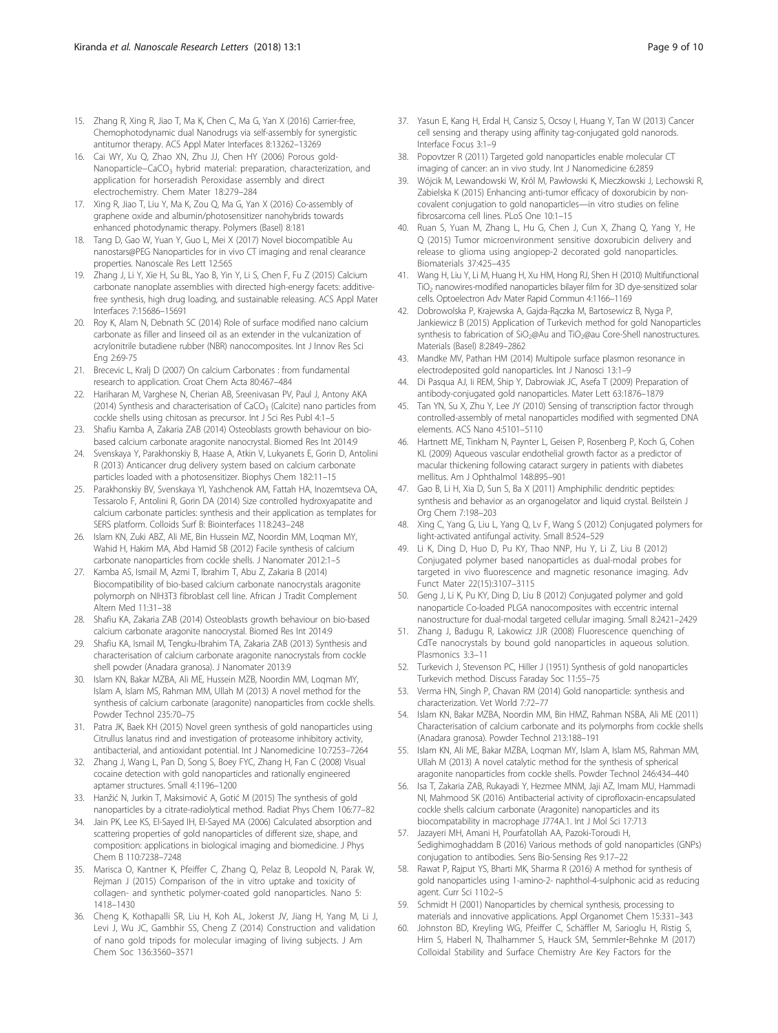15. Zhang R, Xing R, Jiao T, Ma K, Chen C, Ma G, Yan X (2016) Carrier-free, Chemophotodynamic dual Nanodrugs via self-assembly for synergistic antitumor therapy. ACS Appl Mater Interfaces 8:13262–13269
16. Cai WY, Xu Q, Zhao XN, Zhu JJ, Chen HY (2006) Porous gold-Nanoparticle–$CaCO_3$ hybrid material: preparation, characterization, and application for horseradish Peroxidase assembly and direct electrochemistry. Chem Mater 18:279–284
17. Xing R, Jiao T, Liu Y, Ma K, Zou Q, Ma G, Yan X (2016) Co-assembly of graphene oxide and albumin/photosensitizer nanohybrids towards enhanced photodynamic therapy. Polymers (Basel) 8:181
18. Tang D, Gao W, Yuan Y, Guo L, Mei X (2017) Novel biocompatible Au nanostars@PEG Nanoparticles for in vivo CT imaging and renal clearance properties. Nanoscale Res Lett 12:565
19. Zhang J, Li Y, Xie H, Su BL, Yao B, Yin Y, Li S, Chen F, Fu Z (2015) Calcium carbonate nanoplate assemblies with directed high-energy facets: additive-free synthesis, high drug loading, and sustainable releasing. ACS Appl Mater Interfaces 7:15686–15691
20. Roy K, Alam N, Debnath SC (2014) Role of surface modified nano calcium carbonate as filler and linseed oil as an extender in the vulcanization of acrylonitrile butadiene rubber (NBR) nanocomposites. Int J Innov Res Sci Eng 2:69-75
21. Brecevic L, Kralj D (2007) On calcium Carbonates : from fundamental research to application. Croat Chem Acta 80:467–484
22. Hariharan M, Varghese N, Cherian AB, Sreenivasan PV, Paul J, Antony AKA (2014) Synthesis and characterisation of $CaCO_3$ (Calcite) nano particles from cockle shells using chitosan as precursor. Int J Sci Res Publ 4:1–5
23. Shafiu Kamba A, Zakaria ZAB (2014) Osteoblasts growth behaviour on bio-based calcium carbonate aragonite nanocrystal. Biomed Res Int 2014:9
24. Svenskaya Y, Parakhonskiy B, Haase A, Atkin V, Lukyanets E, Gorin D, Antolini R (2013) Anticancer drug delivery system based on calcium carbonate particles loaded with a photosensitizer. Biophys Chem 182:11–15
25. Parakhonskiy BV, Svenskaya YI, Yashchenok AM, Fattah HA, Inozemtseva OA, Tessarolo F, Antolini R, Gorin DA (2014) Size controlled hydroxyapatite and calcium carbonate particles: synthesis and their application as templates for SERS platform. Colloids Surf B: Biointerfaces 118:243–248
26. Islam KN, Zuki ABZ, Ali ME, Bin Hussein MZ, Noordin MM, Loqman MY, Wahid H, Hakim MA, Abd Hamid SB (2012) Facile synthesis of calcium carbonate nanoparticles from cockle shells. J Nanomater 2012:1–5
27. Kamba AS, Ismail M, Azmi T, Ibrahim T, Abu Z, Zakaria B (2014) Biocompatibility of bio-based calcium carbonate nanocrystals aragonite polymorph on NIH3T3 fibroblast cell line. African J Tradit Complement Altern Med 11:31–38
28. Shafiu KA, Zakaria ZAB (2014) Osteoblasts growth behaviour on bio-based calcium carbonate aragonite nanocrystal. Biomed Res Int 2014:9
29. Shafiu KA, Ismail M, Tengku-Ibrahim TA, Zakaria ZAB (2013) Synthesis and characterisation of calcium carbonate aragonite nanocrystals from cockle shell powder (Anadara granosa). J Nanomater 2013:9
30. Islam KN, Bakar MZBA, Ali ME, Hussein MZB, Noordin MM, Loqman MY, Islam A, Islam MS, Rahman MM, Ullah M (2013) A novel method for the synthesis of calcium carbonate (aragonite) nanoparticles from cockle shells. Powder Technol 235:70–75
31. Patra JK, Baek KH (2015) Novel green synthesis of gold nanoparticles using Citrullus lanatus rind and investigation of proteasome inhibitory activity, antibacterial, and antioxidant potential. Int J Nanomedicine 10:7253–7264
32. Zhang J, Wang L, Pan D, Song S, Boey FYC, Zhang H, Fan C (2008) Visual cocaine detection with gold nanoparticles and rationally engineered aptamer structures. Small 4:1196–1200
33. Hanžić N, Jurkin T, Maksimović A, Gotić M (2015) The synthesis of gold nanoparticles by a citrate-radiolytical method. Radiat Phys Chem 106:77–82
34. Jain PK, Lee KS, El-Sayed IH, El-Sayed MA (2006) Calculated absorption and scattering properties of gold nanoparticles of different size, shape, and composition: applications in biological imaging and biomedicine. J Phys Chem B 110:7238–7248
35. Marisca O, Kantner K, Pfeiffer C, Zhang Q, Pelaz B, Leopold N, Parak W, Rejman J (2015) Comparison of the in vitro uptake and toxicity of collagen- and synthetic polymer-coated gold nanoparticles. Nano 5: 1418–1430
36. Cheng K, Kothapalli SR, Liu H, Koh AL, Jokerst JV, Jiang H, Yang M, Li J, Levi J, Wu JC, Gambhir SS, Cheng Z (2014) Construction and validation of nano gold tripods for molecular imaging of living subjects. J Am Chem Soc 136:3560–3571
37. Yasun E, Kang H, Erdal H, Cansiz S, Ocsoy I, Huang Y, Tan W (2013) Cancer cell sensing and therapy using affinity tag-conjugated gold nanorods. Interface Focus 3:1–9
38. Popovtzer R (2011) Targeted gold nanoparticles enable molecular CT imaging of cancer: an in vivo study. Int J Nanomedicine 6:2859
39. Wójcik M, Lewandowski W, Król M, Pawłowski K, Mieczkowski J, Lechowski R, Zabielska K (2015) Enhancing anti-tumor efficacy of doxorubicin by non-covalent conjugation to gold nanoparticles—in vitro studies on feline fibrosarcoma cell lines. PLoS One 10:1–15
40. Ruan S, Yuan M, Zhang L, Hu G, Chen J, Cun X, Zhang Q, Yang Y, He Q (2015) Tumor microenvironment sensitive doxorubicin delivery and release to glioma using angiopep-2 decorated gold nanoparticles. Biomaterials 37:425–435
41. Wang H, Liu Y, Li M, Huang H, Xu HM, Hong RJ, Shen H (2010) Multifunctional $TiO_2$ nanowires-modified nanoparticles bilayer film for 3D dye-sensitized solar cells. Optoelectron Adv Mater Rapid Commun 4:1166–1169
42. Dobrowolska P, Krajewska A, Gajda-Rączka M, Bartosewicz B, Nyga P, Jankiewicz B (2015) Application of Turkevich method for gold Nanoparticles synthesis to fabrication of $SiO_2$@Au and $TiO_2$@au Core-Shell nanostructures. Materials (Basel) 8:2849–2862
43. Mandke MV, Pathan HM (2014) Multipole surface plasmon resonance in electrodeposited gold nanoparticles. Int J Nanosci 13:1–9
44. Di Pasqua AJ, Ii REM, Ship Y, Dabrowiak JC, Asefa T (2009) Preparation of antibody-conjugated gold nanoparticles. Mater Lett 63:1876–1879
45. Tan YN, Su X, Zhu Y, Lee JY (2010) Sensing of transcription factor through controlled-assembly of metal nanoparticles modified with segmented DNA elements. ACS Nano 4:5101–5110
46. Hartnett ME, Tinkham N, Paynter L, Geisen P, Rosenberg P, Koch G, Cohen KL (2009) Aqueous vascular endothelial growth factor as a predictor of macular thickening following cataract surgery in patients with diabetes mellitus. Am J Ophthalmol 148:895–901
47. Gao B, Li H, Xia D, Sun S, Ba X (2011) Amphiphilic dendritic peptides: synthesis and behavior as an organogelator and liquid crystal. Beilstein J Org Chem 7:198–203
48. Xing C, Yang G, Liu L, Yang Q, Lv F, Wang S (2012) Conjugated polymers for light-activated antifungal activity. Small 8:524–529
49. Li K, Ding D, Huo D, Pu KY, Thao NNP, Hu Y, Li Z, Liu B (2012) Conjugated polymer based nanoparticles as dual-modal probes for targeted in vivo fluorescence and magnetic resonance imaging. Adv Funct Mater 22(15):3107–3115
50. Geng J, Li K, Pu KY, Ding D, Liu B (2012) Conjugated polymer and gold nanoparticle Co-loaded PLGA nanocomposites with eccentric internal nanostructure for dual-modal targeted cellular imaging. Small 8:2421–2429
51. Zhang J, Badugu R, Lakowicz JJR (2008) Fluorescence quenching of CdTe nanocrystals by bound gold nanoparticles in aqueous solution. Plasmonics 3:3–11
52. Turkevich J, Stevenson PC, Hiller J (1951) Synthesis of gold nanoparticles Turkevich method. Discuss Faraday Soc 11:55–75
53. Verma HN, Singh P, Chavan RM (2014) Gold nanoparticle: synthesis and characterization. Vet World 7:72–77
54. Islam KN, Bakar MZBA, Noordin MM, Bin HMZ, Rahman NSBA, Ali ME (2011) Characterisation of calcium carbonate and its polymorphs from cockle shells (Anadara granosa). Powder Technol 213:188–191
55. Islam KN, Ali ME, Bakar MZBA, Loqman MY, Islam A, Islam MS, Rahman MM, Ullah M (2013) A novel catalytic method for the synthesis of spherical aragonite nanoparticles from cockle shells. Powder Technol 246:434–440
56. Isa T, Zakaria ZAB, Rukayadi Y, Hezmee MNM, Jaji AZ, Imam MU, Hammadi NI, Mahmood SK (2016) Antibacterial activity of ciprofloxacin-encapsulated cockle shells calcium carbonate (Aragonite) nanoparticles and its biocompatability in macrophage J774A.1. Int J Mol Sci 17:713
57. Jazayeri MH, Amani H, Pourfatollah AA, Pazoki-Toroudi H, Sedighimoghaddam B (2016) Various methods of gold nanoparticles (GNPs) conjugation to antibodies. Sens Bio-Sensing Res 9:17–22
58. Rawat P, Rajput YS, Bharti MK, Sharma R (2016) A method for synthesis of gold nanoparticles using 1-amino-2- naphthol-4-sulphonic acid as reducing agent. Curr Sci 110:2–5
59. Schmidt H (2001) Nanoparticles by chemical synthesis, processing to materials and innovative applications. Appl Organomet Chem 15:331–343
60. Johnston BD, Kreyling WG, Pfeiffer C, Schäffler M, Sarioglu H, Ristig S, Hirn S, Haberl N, Thalhammer S, Hauck SM, Semmler-Behnke M (2017) Colloidal Stability and Surface Chemistry Are Key Factors for the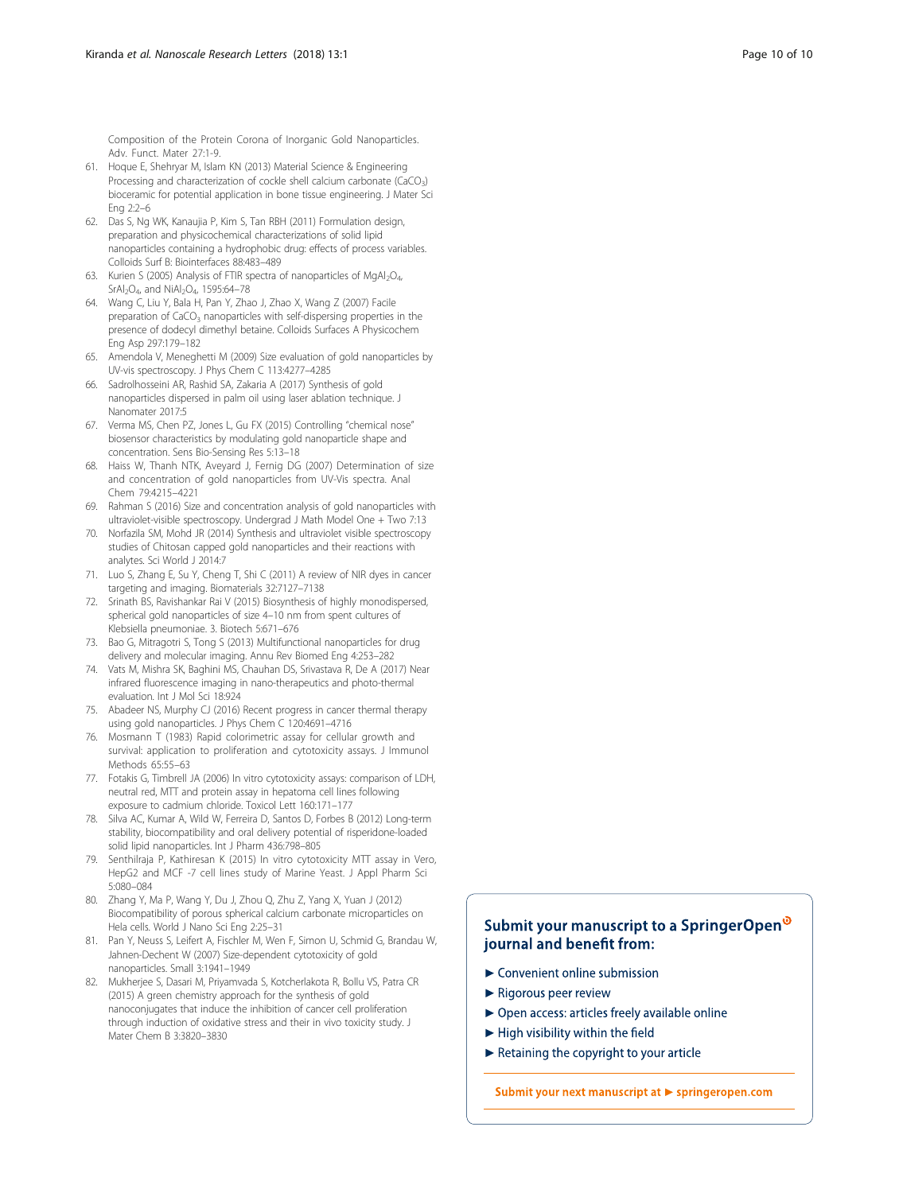Composition of the Protein Corona of Inorganic Gold Nanoparticles. Adv. Funct. Mater 27:1-9.

61. Hoque E, Shehryar M, Islam KN (2013) Material Science & Engineering Processing and characterization of cockle shell calcium carbonate ($CaCO_3$) bioceramic for potential application in bone tissue engineering. J Mater Sci Eng 2:2–6
62. Das S, Ng WK, Kanaujia P, Kim S, Tan RBH (2011) Formulation design, preparation and physicochemical characterizations of solid lipid nanoparticles containing a hydrophobic drug: effects of process variables. Colloids Surf B: Biointerfaces 88:483–489
63. Kurien S (2005) Analysis of FTIR spectra of nanoparticles of $MgAl_2O_4$, $SrAl_2O_4$, and $NiAl_2O_4$. 1595:64–78
64. Wang C, Liu Y, Bala H, Pan Y, Zhao J, Zhao X, Wang Z (2007) Facile preparation of $CaCO_3$ nanoparticles with self-dispersing properties in the presence of dodecyl dimethyl betaine. Colloids Surfaces A Physicochem Eng Asp 297:179–182
65. Amendola V, Meneghetti M (2009) Size evaluation of gold nanoparticles by UV-vis spectroscopy. J Phys Chem C 113:4277–4285
66. Sadrolhosseini AR, Rashid SA, Zakaria A (2017) Synthesis of gold nanoparticles dispersed in palm oil using laser ablation technique. J Nanomater 2017:5
67. Verma MS, Chen PZ, Jones L, Gu FX (2015) Controlling "chemical nose" biosensor characteristics by modulating gold nanoparticle shape and concentration. Sens Bio-Sensing Res 5:13–18
68. Haiss W, Thanh NTK, Aveyard J, Fernig DG (2007) Determination of size and concentration of gold nanoparticles from UV-Vis spectra. Anal Chem 79:4215–4221
69. Rahman S (2016) Size and concentration analysis of gold nanoparticles with ultraviolet-visible spectroscopy. Undergrad J Math Model One + Two 7:13
70. Norfazila SM, Mohd JR (2014) Synthesis and ultraviolet visible spectroscopy studies of Chitosan capped gold nanoparticles and their reactions with analytes. Sci World J 2014:7
71. Luo S, Zhang E, Su Y, Cheng T, Shi C (2011) A review of NIR dyes in cancer targeting and imaging. Biomaterials 32:7127–7138
72. Srinath BS, Ravishankar Rai V (2015) Biosynthesis of highly monodispersed, spherical gold nanoparticles of size 4–10 nm from spent cultures of Klebsiella pneumoniae. 3. Biotech 5:671–676
73. Bao G, Mitragotri S, Tong S (2013) Multifunctional nanoparticles for drug delivery and molecular imaging. Annu Rev Biomed Eng 4:253–282
74. Vats M, Mishra SK, Baghini MS, Chauhan DS, Srivastava R, De A (2017) Near infrared fluorescence imaging in nano-therapeutics and photo-thermal evaluation. Int J Mol Sci 18:924
75. Abadeer NS, Murphy CJ (2016) Recent progress in cancer thermal therapy using gold nanoparticles. J Phys Chem C 120:4691–4716
76. Mosmann T (1983) Rapid colorimetric assay for cellular growth and survival: application to proliferation and cytotoxicity assays. J Immunol Methods 65:55–63
77. Fotakis G, Timbrell JA (2006) In vitro cytotoxicity assays: comparison of LDH, neutral red, MTT and protein assay in hepatoma cell lines following exposure to cadmium chloride. Toxicol Lett 160:171–177
78. Silva AC, Kumar A, Wild W, Ferreira D, Santos D, Forbes B (2012) Long-term stability, biocompatibility and oral delivery potential of risperidone-loaded solid lipid nanoparticles. Int J Pharm 436:798–805
79. Senthilraja P, Kathiresan K (2015) In vitro cytotoxicity MTT assay in Vero, HepG2 and MCF -7 cell lines study of Marine Yeast. J Appl Pharm Sci 5:080–084
80. Zhang Y, Ma P, Wang Y, Du J, Zhou Q, Zhu Z, Yang X, Yuan J (2012) Biocompatibility of porous spherical calcium carbonate microparticles on Hela cells. World J Nano Sci Eng 2:25–31
81. Pan Y, Neuss S, Leifert A, Fischler M, Wen F, Simon U, Schmid G, Brandau W, Jahnen-Dechent W (2007) Size-dependent cytotoxicity of gold nanoparticles. Small 3:1941–1949
82. Mukherjee S, Dasari M, Priyamvada S, Kotcherlakota R, Bollu VS, Patra CR (2015) A green chemistry approach for the synthesis of gold nanoconjugates that induce the inhibition of cancer cell proliferation through induction of oxidative stress and their in vivo toxicity study. J Mater Chem B 3:3820–3830

**Submit your manuscript to a SpringerOpen journal and benefit from:**

- ► Convenient online submission
- ► Rigorous peer review
- ► Open access: articles freely available online
- ► High visibility within the field
- ► Retaining the copyright to your article

**Submit your next manuscript at ► springeropen.com**